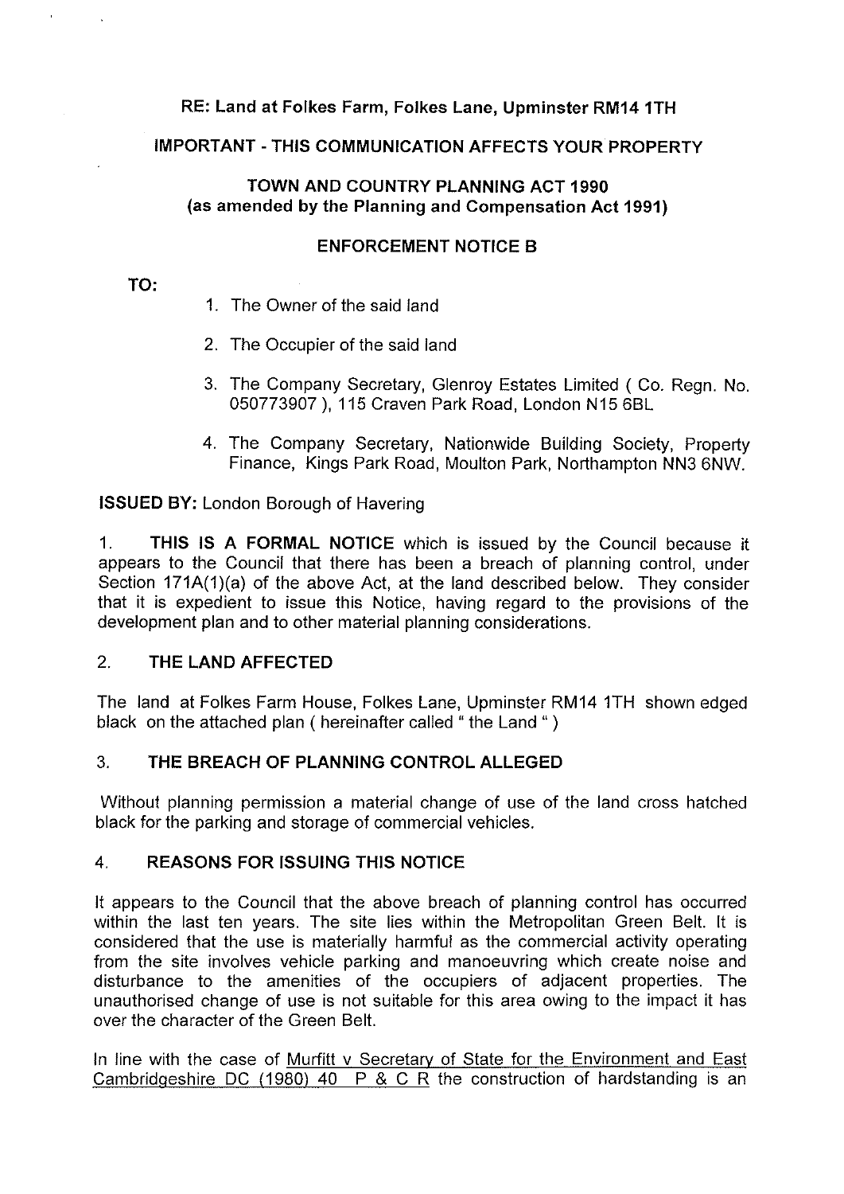**RE: Land at Folkes Farm, Folkes Lane, Upminster RM14 1TH**

**IMPORTANT - THIS COMMUNICATION AFFECTS YOUR PROPERTY**

**TOWN AND COUNTRY PLANNING ACT 1990**
**(as amended by the Planning and Compensation Act 1991)**

**ENFORCEMENT NOTICE B**

**TO:**

1. The Owner of the said land
2. The Occupier of the said land
3. The Company Secretary, Glenroy Estates Limited ( Co. Regn. No. 050773907 ), 115 Craven Park Road, London N15 6BL
4. The Company Secretary, Nationwide Building Society, Property Finance, Kings Park Road, Moulton Park, Northampton NN3 6NW.

**ISSUED BY:** London Borough of Havering

1. **THIS IS A FORMAL NOTICE** which is issued by the Council because it appears to the Council that there has been a breach of planning control, under Section 171A(1)(a) of the above Act, at the land described below. They consider that it is expedient to issue this Notice, having regard to the provisions of the development plan and to other material planning considerations.

2. **THE LAND AFFECTED**

The land at Folkes Farm House, Folkes Lane, Upminster RM14 1TH shown edged black on the attached plan ( hereinafter called " the Land " )

3. **THE BREACH OF PLANNING CONTROL ALLEGED**

Without planning permission a material change of use of the land cross hatched black for the parking and storage of commercial vehicles.

4. **REASONS FOR ISSUING THIS NOTICE**

It appears to the Council that the above breach of planning control has occurred within the last ten years. The site lies within the Metropolitan Green Belt. It is considered that the use is materially harmful as the commercial activity operating from the site involves vehicle parking and manoeuvring which create noise and disturbance to the amenities of the occupiers of adjacent properties. The unauthorised change of use is not suitable for this area owing to the impact it has over the character of the Green Belt.

In line with the case of Murfitt v Secretary of State for the Environment and East Cambridgeshire DC (1980) 40 P & C R the construction of hardstanding is an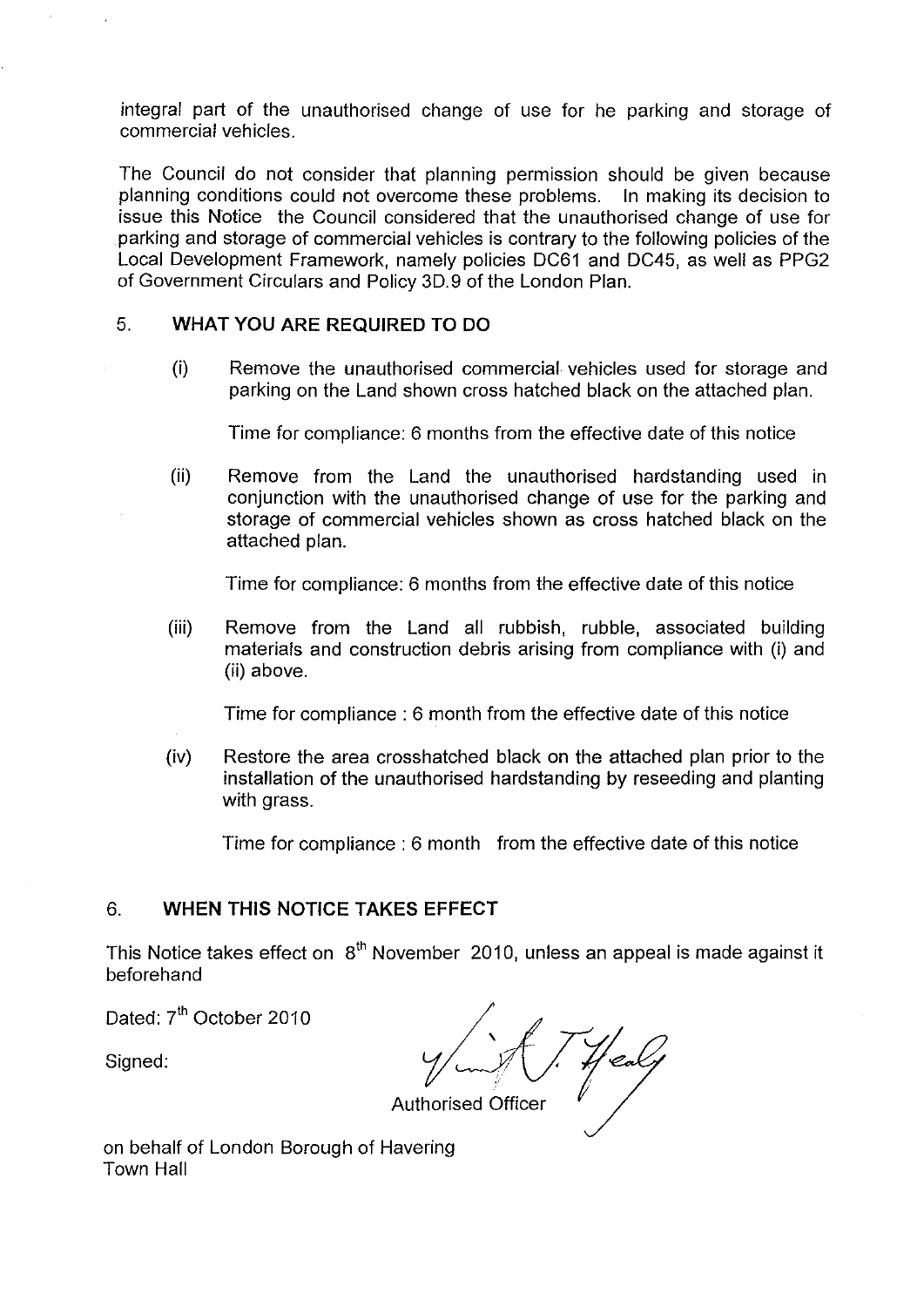integral part of the unauthorised change of use for he parking and storage of commercial vehicles.

The Council do not consider that planning permission should be given because planning conditions could not overcome these problems. In making its decision to issue this Notice the Council considered that the unauthorised change of use for parking and storage of commercial vehicles is contrary to the following policies of the Local Development Framework, namely policies DC61 and DC45, as well as PPG2 of Government Circulars and Policy 3D.9 of the London Plan.

## 5. WHAT YOU ARE REQUIRED TO DO

(i) Remove the unauthorised commercial vehicles used for storage and parking on the Land shown cross hatched black on the attached plan.

Time for compliance: 6 months from the effective date of this notice

(ii) Remove from the Land the unauthorised hardstanding used in conjunction with the unauthorised change of use for the parking and storage of commercial vehicles shown as cross hatched black on the attached plan.

Time for compliance: 6 months from the effective date of this notice

(iii) Remove from the Land all rubbish, rubble, associated building materials and construction debris arising from compliance with (i) and (ii) above.

Time for compliance : 6 month from the effective date of this notice

(iv) Restore the area crosshatched black on the attached plan prior to the installation of the unauthorised hardstanding by reseeding and planting with grass.

Time for compliance : 6 month from the effective date of this notice

## 6. WHEN THIS NOTICE TAKES EFFECT

This Notice takes effect on 8th November 2010, unless an appeal is made against it beforehand

Dated: 7th October 2010

Signed:

Authorised Officer

on behalf of London Borough of Havering
Town Hall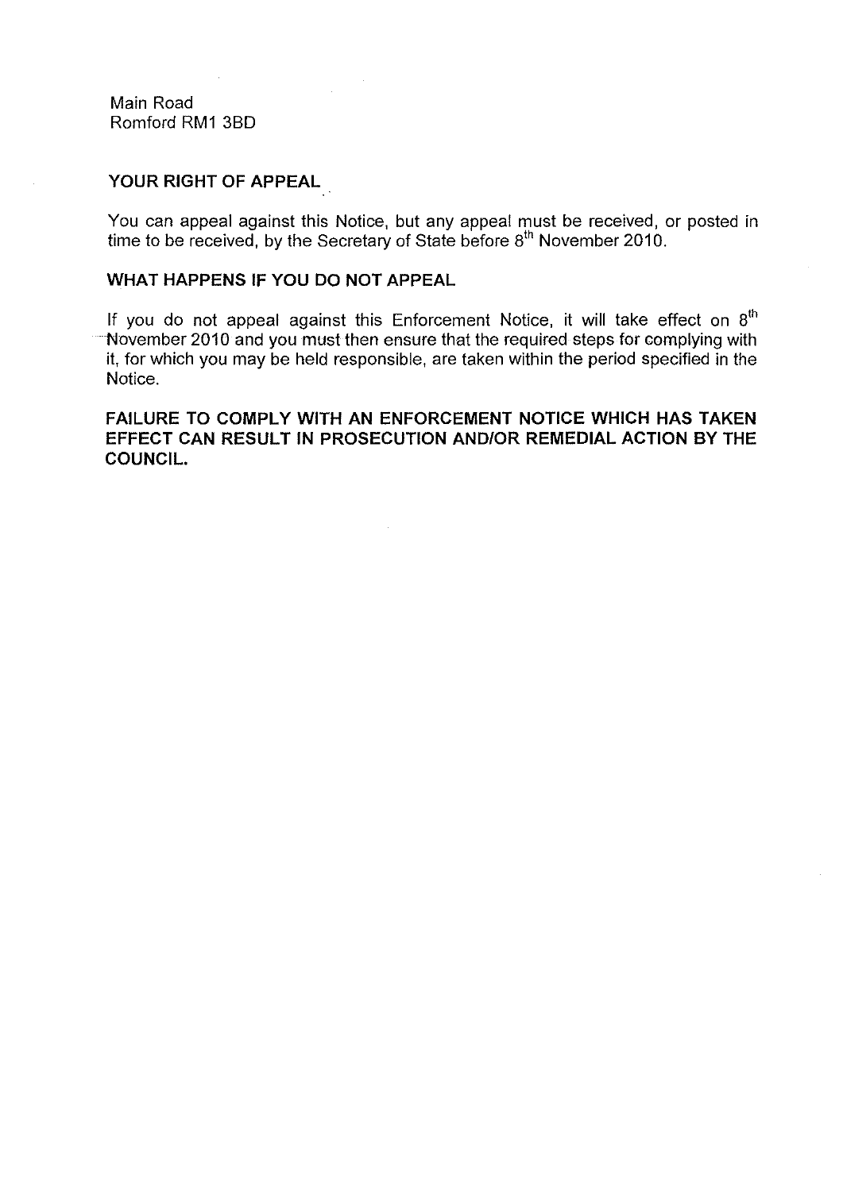Main Road
Romford RM1 3BD

**YOUR RIGHT OF APPEAL**

You can appeal against this Notice, but any appeal must be received, or posted in time to be received, by the Secretary of State before 8th November 2010.

**WHAT HAPPENS IF YOU DO NOT APPEAL**

If you do not appeal against this Enforcement Notice, it will take effect on 8th November 2010 and you must then ensure that the required steps for complying with it, for which you may be held responsible, are taken within the period specified in the Notice.

**FAILURE TO COMPLY WITH AN ENFORCEMENT NOTICE WHICH HAS TAKEN EFFECT CAN RESULT IN PROSECUTION AND/OR REMEDIAL ACTION BY THE COUNCIL.**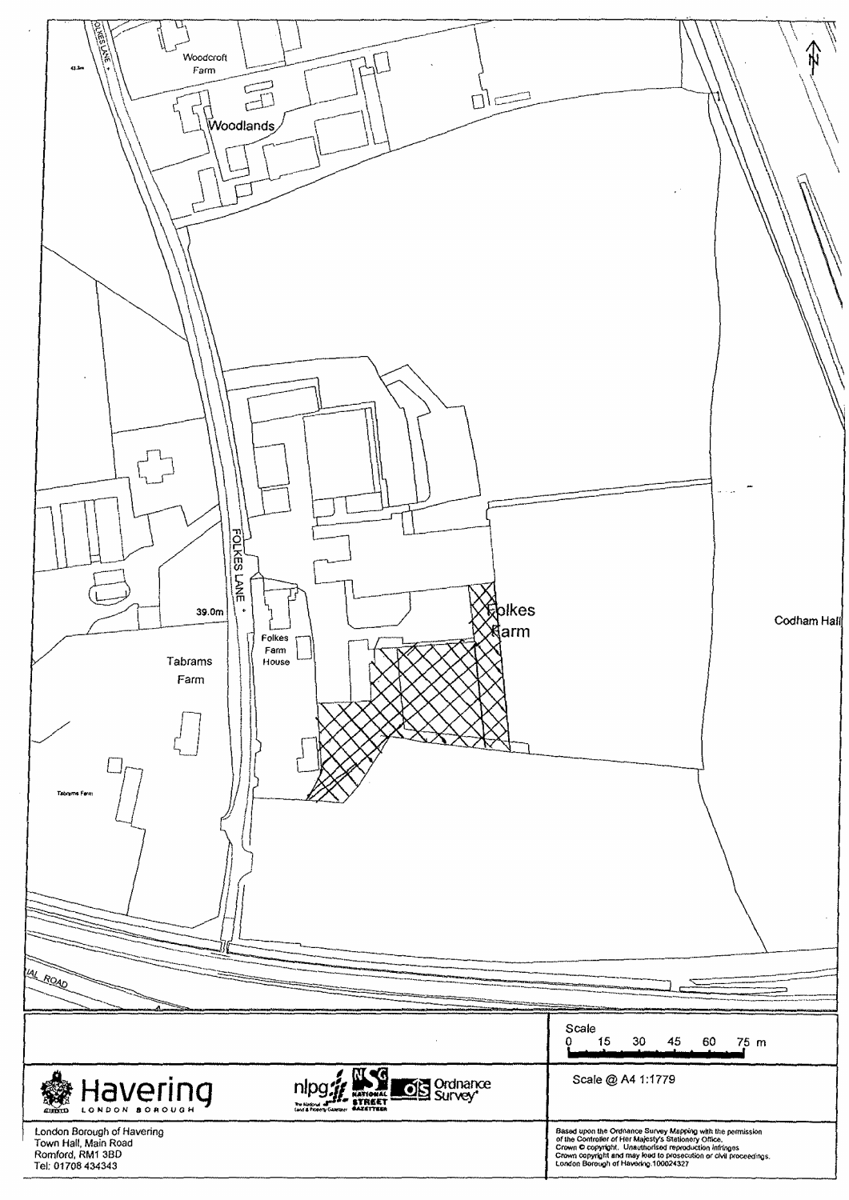Woodcroft Farm

Woodlands

FOLKES LANE

39.0m

Folkes Farm House

Tabrams Farm

Folkes Farm

Codham Hall

Tabrams Farm

IAL ROAD

Scale

0 15 30 45 60 75 m

Scale @ A4 1:1779

Havering
LONDON BOROUGH

nlpg NSG NATIONAL STREET GAZETTEER

OS Ordnance Survey

London Borough of Havering
Town Hall, Main Road
Romford, RM1 3BD
Tel: 01708 434343

Based upon the Ordnance Survey Mapping with the permission of the Controller of Her Majesty's Stationery Office.
Crown © copyright. Unauthorised reproduction infringes Crown copyright and may lead to prosecution or civil proceedings.
London Borough of Havering.100024327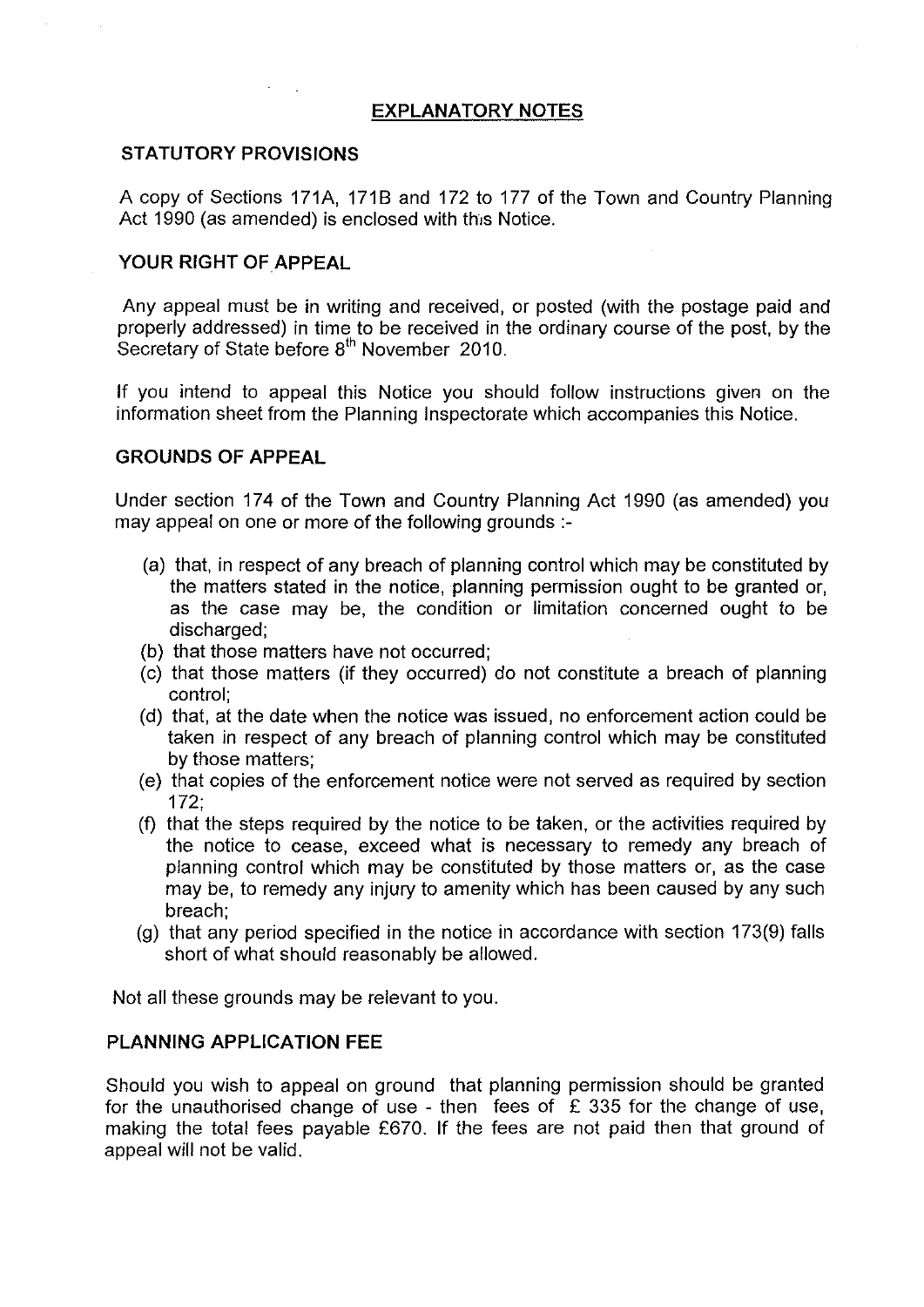# EXPLANATORY NOTES

## STATUTORY PROVISIONS

A copy of Sections 171A, 171B and 172 to 177 of the Town and Country Planning Act 1990 (as amended) is enclosed with this Notice.

## YOUR RIGHT OF APPEAL

Any appeal must be in writing and received, or posted (with the postage paid and properly addressed) in time to be received in the ordinary course of the post, by the Secretary of State before 8th November 2010.

If you intend to appeal this Notice you should follow instructions given on the information sheet from the Planning Inspectorate which accompanies this Notice.

## GROUNDS OF APPEAL

Under section 174 of the Town and Country Planning Act 1990 (as amended) you may appeal on one or more of the following grounds :-

(a) that, in respect of any breach of planning control which may be constituted by the matters stated in the notice, planning permission ought to be granted or, as the case may be, the condition or limitation concerned ought to be discharged;
(b) that those matters have not occurred;
(c) that those matters (if they occurred) do not constitute a breach of planning control;
(d) that, at the date when the notice was issued, no enforcement action could be taken in respect of any breach of planning control which may be constituted by those matters;
(e) that copies of the enforcement notice were not served as required by section 172;
(f) that the steps required by the notice to be taken, or the activities required by the notice to cease, exceed what is necessary to remedy any breach of planning control which may be constituted by those matters or, as the case may be, to remedy any injury to amenity which has been caused by any such breach;
(g) that any period specified in the notice in accordance with section 173(9) falls short of what should reasonably be allowed.

Not all these grounds may be relevant to you.

## PLANNING APPLICATION FEE

Should you wish to appeal on ground that planning permission should be granted for the unauthorised change of use - then fees of £ 335 for the change of use, making the total fees payable £670. If the fees are not paid then that ground of appeal will not be valid.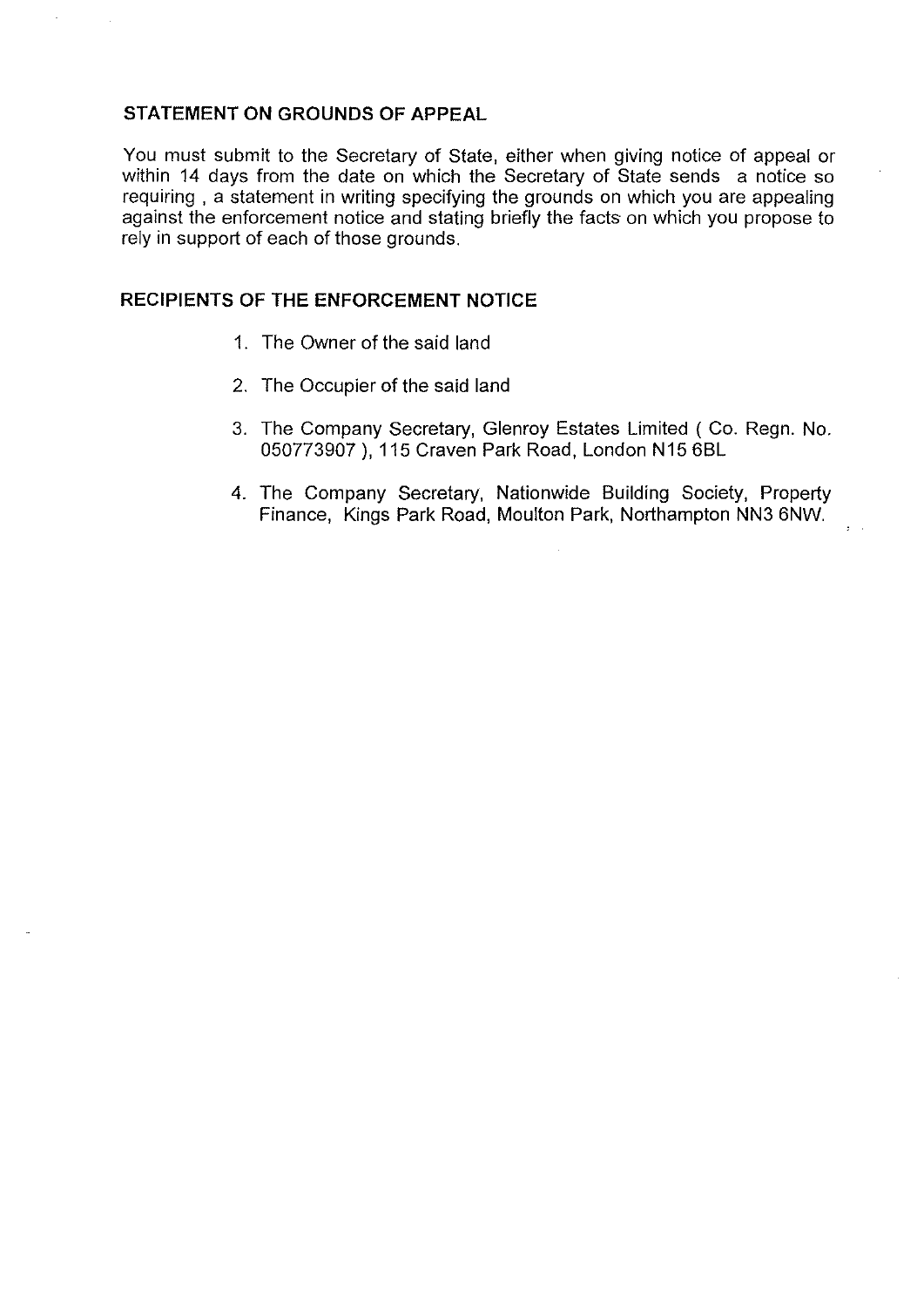## STATEMENT ON GROUNDS OF APPEAL

You must submit to the Secretary of State, either when giving notice of appeal or within 14 days from the date on which the Secretary of State sends a notice so requiring , a statement in writing specifying the grounds on which you are appealing against the enforcement notice and stating briefly the facts on which you propose to rely in support of each of those grounds.

## RECIPIENTS OF THE ENFORCEMENT NOTICE

1. The Owner of the said land
2. The Occupier of the said land
3. The Company Secretary, Glenroy Estates Limited ( Co. Regn. No. 050773907 ), 115 Craven Park Road, London N15 6BL
4. The Company Secretary, Nationwide Building Society, Property Finance, Kings Park Road, Moulton Park, Northampton NN3 6NW.